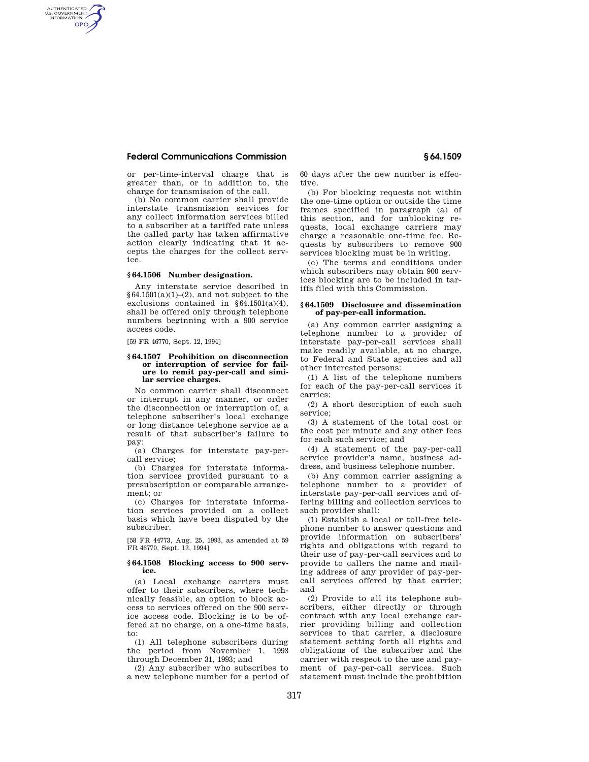or per-time-interval charge that is greater than, or in addition to, the charge for transmission of the call.

(b) No common carrier shall provide interstate transmission services for any collect information services billed to a subscriber at a tariffed rate unless the called party has taken affirmative action clearly indicating that it accepts the charges for the collect service.

### § 64.1506 Number designation.

Any interstate service described in §64.1501(a)(1)–(2), and not subject to the exclusions contained in §64.1501(a)(4), shall be offered only through telephone numbers beginning with a 900 service access code.

[59 FR 46770, Sept. 12, 1994]

### § 64.1507 Prohibition on disconnection or interruption of service for failure to remit pay-per-call and similar service charges.

No common carrier shall disconnect or interrupt in any manner, or order the disconnection or interruption of, a telephone subscriber's local exchange or long distance telephone service as a result of that subscriber's failure to pay:

(a) Charges for interstate pay-per-call service;

(b) Charges for interstate information services provided pursuant to a presubscription or comparable arrangement; or

(c) Charges for interstate information services provided on a collect basis which have been disputed by the subscriber.

[58 FR 44773, Aug. 25, 1993, as amended at 59 FR 46770, Sept. 12, 1994]

### § 64.1508 Blocking access to 900 service.

(a) Local exchange carriers must offer to their subscribers, where technically feasible, an option to block access to services offered on the 900 service access code. Blocking is to be offered at no charge, on a one-time basis, to:

(1) All telephone subscribers during the period from November 1, 1993 through December 31, 1993; and

(2) Any subscriber who subscribes to a new telephone number for a period of 60 days after the new number is effective.

(b) For blocking requests not within the one-time option or outside the time frames specified in paragraph (a) of this section, and for unblocking requests, local exchange carriers may charge a reasonable one-time fee. Requests by subscribers to remove 900 services blocking must be in writing.

(c) The terms and conditions under which subscribers may obtain 900 services blocking are to be included in tariffs filed with this Commission.

### § 64.1509 Disclosure and dissemination of pay-per-call information.

(a) Any common carrier assigning a telephone number to a provider of interstate pay-per-call services shall make readily available, at no charge, to Federal and State agencies and all other interested persons:

(1) A list of the telephone numbers for each of the pay-per-call services it carries;

(2) A short description of each such service;

(3) A statement of the total cost or the cost per minute and any other fees for each such service; and

(4) A statement of the pay-per-call service provider's name, business address, and business telephone number.

(b) Any common carrier assigning a telephone number to a provider of interstate pay-per-call services and offering billing and collection services to such provider shall:

(1) Establish a local or toll-free telephone number to answer questions and provide information on subscribers' rights and obligations with regard to their use of pay-per-call services and to provide to callers the name and mailing address of any provider of pay-per-call services offered by that carrier; and

(2) Provide to all its telephone subscribers, either directly or through contract with any local exchange carrier providing billing and collection services to that carrier, a disclosure statement setting forth all rights and obligations of the subscriber and the carrier with respect to the use and payment of pay-per-call services. Such statement must include the prohibition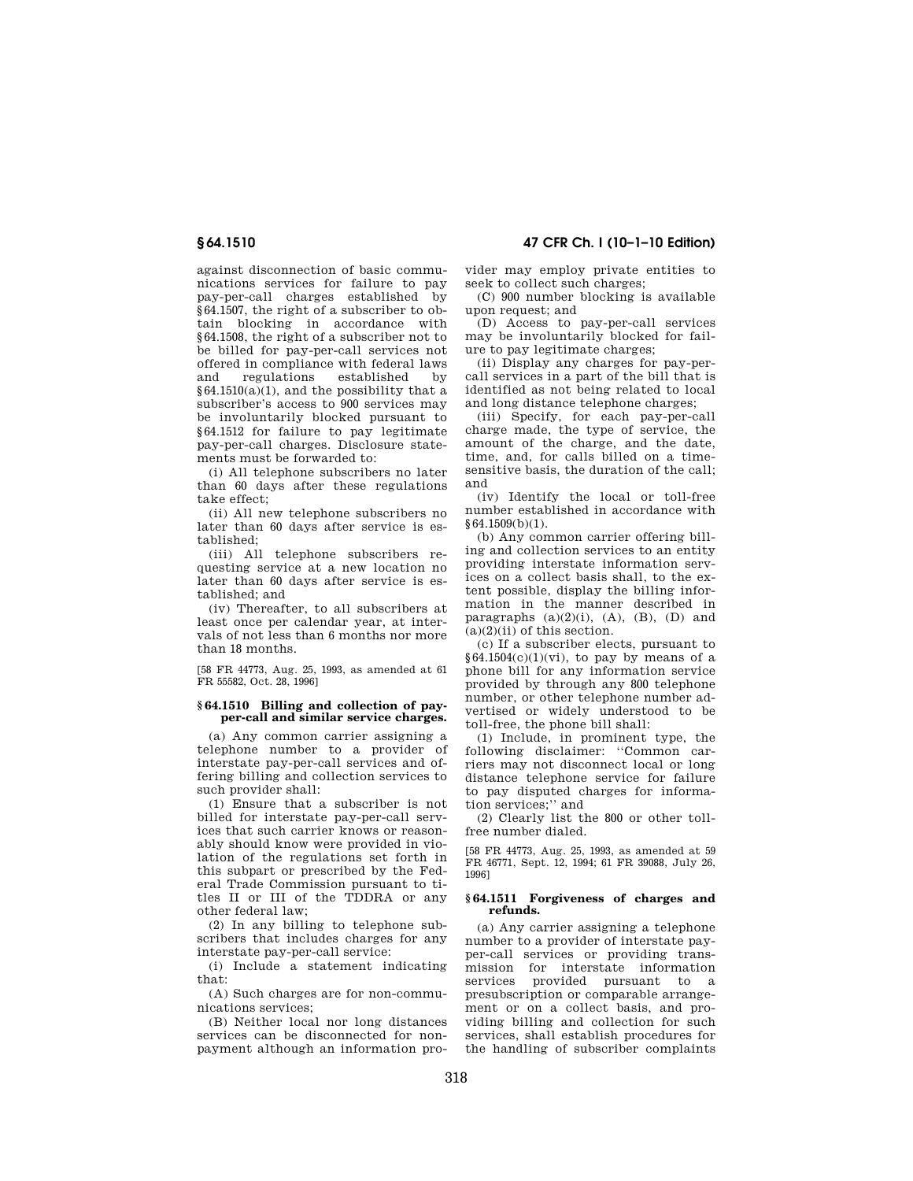against disconnection of basic communications services for failure to pay pay-per-call charges established by §64.1507, the right of a subscriber to obtain blocking in accordance with §64.1508, the right of a subscriber not to be billed for pay-per-call services not offered in compliance with federal laws and regulations established by §64.1510(a)(1), and the possibility that a subscriber's access to 900 services may be involuntarily blocked pursuant to §64.1512 for failure to pay legitimate pay-per-call charges. Disclosure statements must be forwarded to:

(i) All telephone subscribers no later than 60 days after these regulations take effect;

(ii) All new telephone subscribers no later than 60 days after service is established;

(iii) All telephone subscribers requesting service at a new location no later than 60 days after service is established; and

(iv) Thereafter, to all subscribers at least once per calendar year, at intervals of not less than 6 months nor more than 18 months.

[58 FR 44773, Aug. 25, 1993, as amended at 61 FR 55582, Oct. 28, 1996]

### §64.1510 Billing and collection of pay-per-call and similar service charges.

(a) Any common carrier assigning a telephone number to a provider of interstate pay-per-call services and offering billing and collection services to such provider shall:

(1) Ensure that a subscriber is not billed for interstate pay-per-call services that such carrier knows or reasonably should know were provided in violation of the regulations set forth in this subpart or prescribed by the Federal Trade Commission pursuant to titles II or III of the TDDRA or any other federal law;

(2) In any billing to telephone subscribers that includes charges for any interstate pay-per-call service:

(i) Include a statement indicating that:

(A) Such charges are for non-communications services;

(B) Neither local nor long distances services can be disconnected for non-payment although an information provider may employ private entities to seek to collect such charges;

(C) 900 number blocking is available upon request; and

(D) Access to pay-per-call services may be involuntarily blocked for failure to pay legitimate charges;

(ii) Display any charges for pay-per-call services in a part of the bill that is identified as not being related to local and long distance telephone charges;

(iii) Specify, for each pay-per-call charge made, the type of service, the amount of the charge, and the date, time, and, for calls billed on a time-sensitive basis, the duration of the call; and

(iv) Identify the local or toll-free number established in accordance with §64.1509(b)(1).

(b) Any common carrier offering billing and collection services to an entity providing interstate information services on a collect basis shall, to the extent possible, display the billing information in the manner described in paragraphs (a)(2)(i), (A), (B), (D) and (a)(2)(ii) of this section.

(c) If a subscriber elects, pursuant to §64.1504(c)(1)(vi), to pay by means of a phone bill for any information service provided by through any 800 telephone number, or other telephone number advertised or widely understood to be toll-free, the phone bill shall:

(1) Include, in prominent type, the following disclaimer: ''Common carriers may not disconnect local or long distance telephone service for failure to pay disputed charges for information services;'' and

(2) Clearly list the 800 or other toll-free number dialed.

[58 FR 44773, Aug. 25, 1993, as amended at 59 FR 46771, Sept. 12, 1994; 61 FR 39088, July 26, 1996]

### §64.1511 Forgiveness of charges and refunds.

(a) Any carrier assigning a telephone number to a provider of interstate pay-per-call services or providing transmission for interstate information services provided pursuant to a presubscription or comparable arrangement or on a collect basis, and providing billing and collection for such services, shall establish procedures for the handling of subscriber complaints